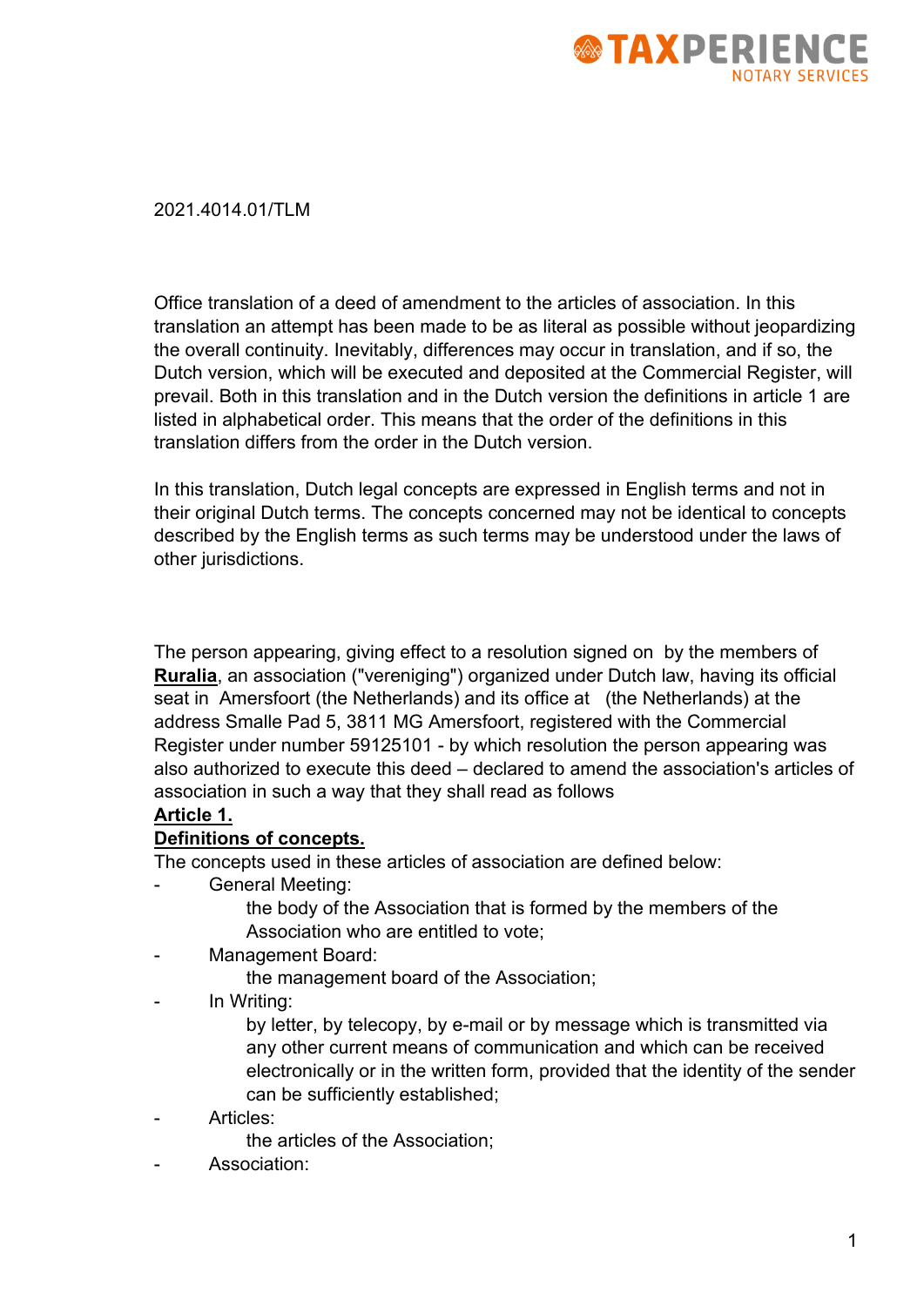2021.4014.01/TLM

Office translation of a deed of amendment to the articles of association. In this translation an attempt has been made to be as literal as possible without jeopardizing the overall continuity. Inevitably, differences may occur in translation, and if so, the Dutch version, which will be executed and deposited at the Commercial Register, will prevail. Both in this translation and in the Dutch version the definitions in article 1 are listed in alphabetical order. This means that the order of the definitions in this translation differs from the order in the Dutch version.

In this translation, Dutch legal concepts are expressed in English terms and not in their original Dutch terms. The concepts concerned may not be identical to concepts described by the English terms as such terms may be understood under the laws of other jurisdictions.

The person appearing, giving effect to a resolution signed on  by the members of **Ruralia**, an association ("vereniging") organized under Dutch law, having its official seat in  Amersfoort (the Netherlands) and its office at   (the Netherlands) at the address Smalle Pad 5, 3811 MG Amersfoort, registered with the Commercial Register under number 59125101 - by which resolution the person appearing was also authorized to execute this deed – declared to amend the association's articles of association in such a way that they shall read as follows

**Article 1.**

**Definitions of concepts.**

The concepts used in these articles of association are defined below:

- General Meeting:
  the body of the Association that is formed by the members of the Association who are entitled to vote;
- Management Board:
  the management board of the Association;
- In Writing:
  by letter, by telecopy, by e-mail or by message which is transmitted via any other current means of communication and which can be received electronically or in the written form, provided that the identity of the sender can be sufficiently established;
- Articles:
  the articles of the Association;
- Association: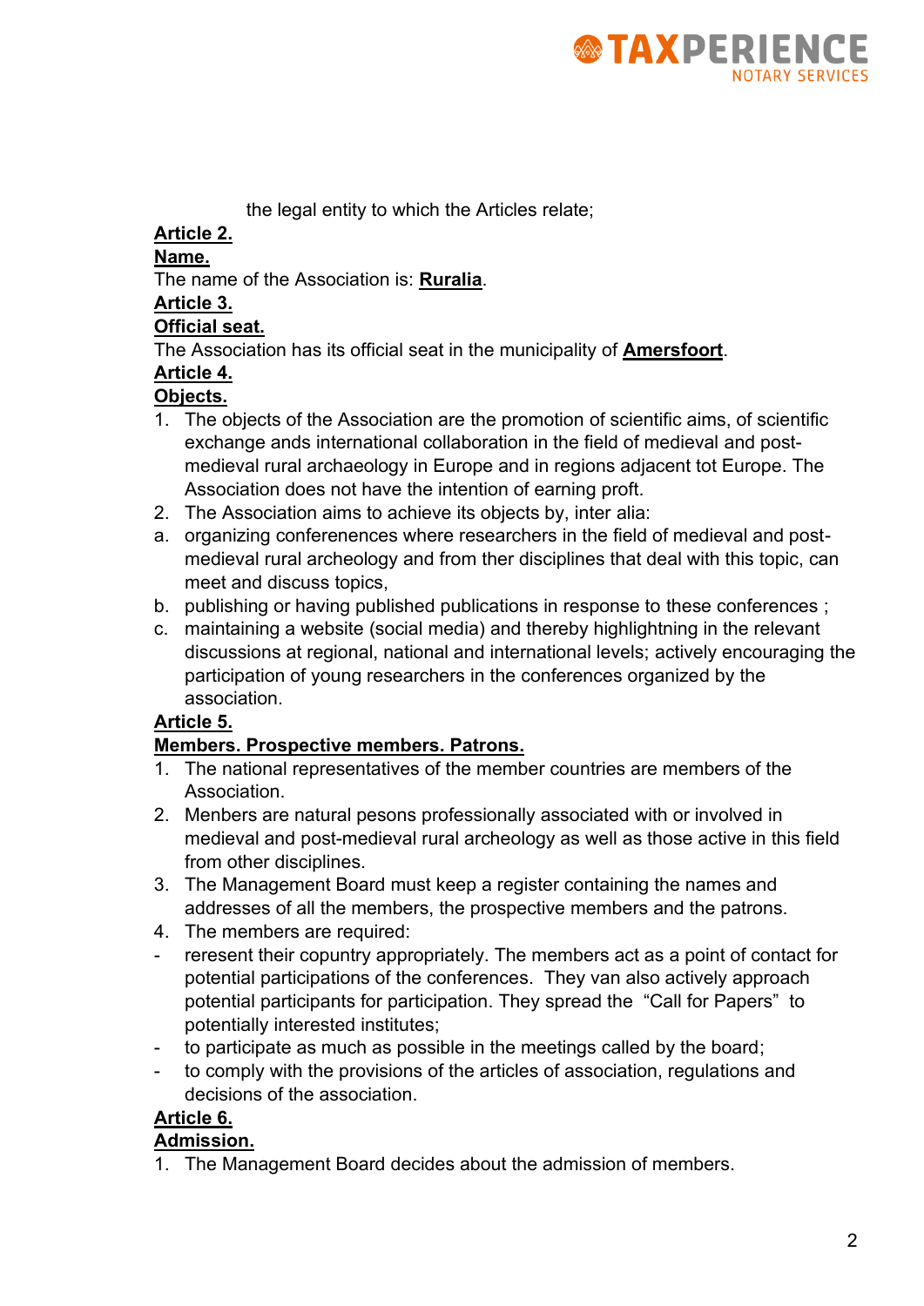the legal entity to which the Articles relate;

**Article 2.**

**Name.**

The name of the Association is: **Ruralia**.

**Article 3.**

**Official seat.**

The Association has its official seat in the municipality of **Amersfoort**.

**Article 4.**

**Objects.**

1. The objects of the Association are the promotion of scientific aims, of scientific exchange ands international collaboration in the field of medieval and post-medieval rural archaeology in Europe and in regions adjacent tot Europe. The Association does not have the intention of earning proft.
2. The Association aims to achieve its objects by, inter alia:

a. organizing conferences where researchers in the field of medieval and post-medieval rural archeology and from ther disciplines that deal with this topic, can meet and discuss topics,

b. publishing or having published publications in response to these conferences ;

c. maintaining a website (social media) and thereby highlightning in the relevant discussions at regional, national and international levels; actively encouraging the participation of young researchers in the conferences organized by the association.

**Article 5.**

**Members. Prospective members. Patrons.**

1. The national representatives of the member countries are members of the Association.
2. Menbers are natural pesons professionally associated with or involved in medieval and post-medieval rural archeology as well as those active in this field from other disciplines.
3. The Management Board must keep a register containing the names and addresses of all the members, the prospective members and the patrons.
4. The members are required:

- reresent their copuntry appropriately. The members act as a point of contact for potential participations of the conferences. They van also actively approach potential participants for participation. They spread the "Call for Papers" to potentially interested institutes;
- to participate as much as possible in the meetings called by the board;
- to comply with the provisions of the articles of association, regulations and decisions of the association.

**Article 6.**

**Admission.**

1. The Management Board decides about the admission of members.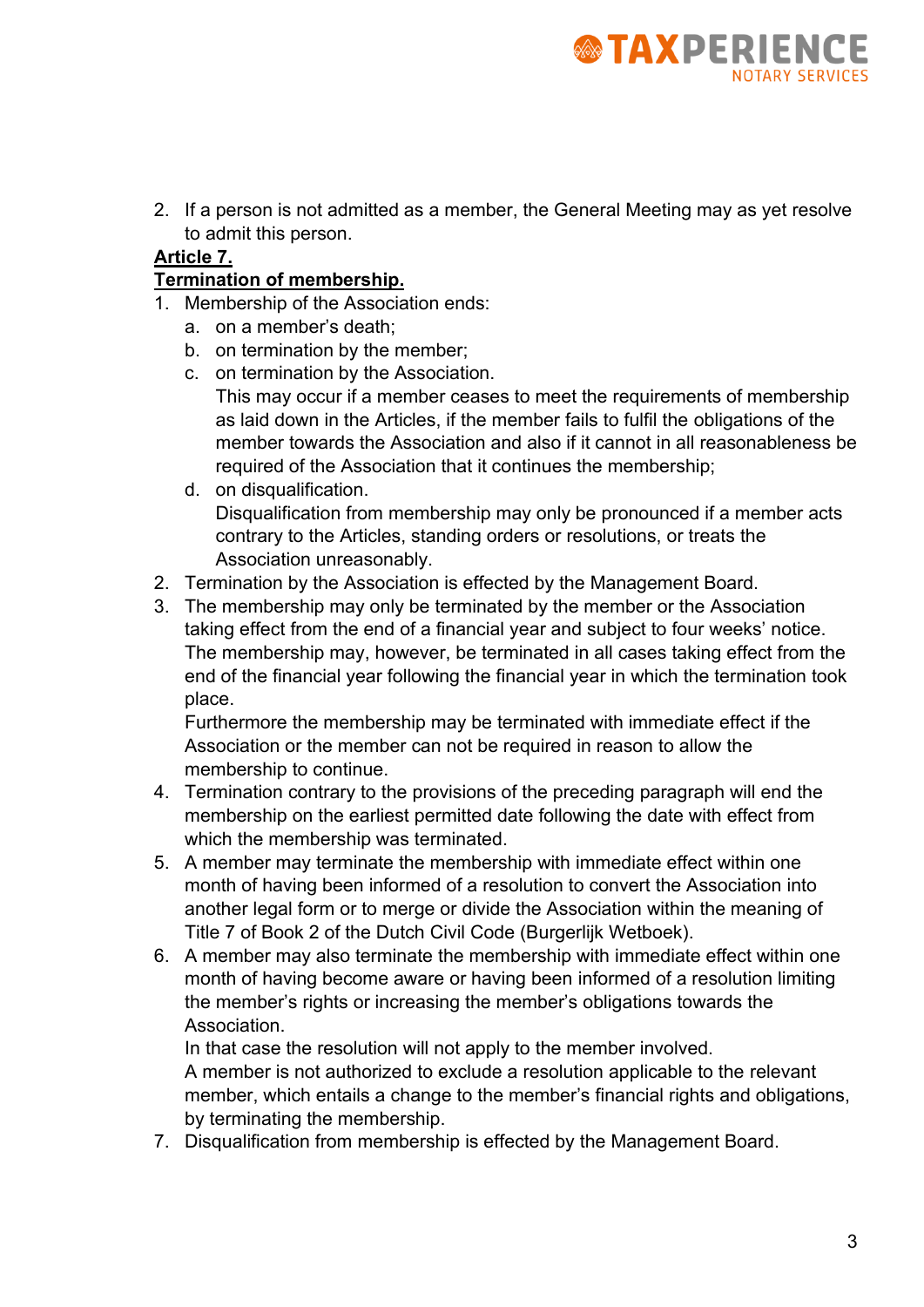2. If a person is not admitted as a member, the General Meeting may as yet resolve to admit this person.

**Article 7.**
**Termination of membership.**

1. Membership of the Association ends:
   a. on a member's death;
   b. on termination by the member;
   c. on termination by the Association.
   This may occur if a member ceases to meet the requirements of membership as laid down in the Articles, if the member fails to fulfil the obligations of the member towards the Association and also if it cannot in all reasonableness be required of the Association that it continues the membership;
   d. on disqualification.
   Disqualification from membership may only be pronounced if a member acts contrary to the Articles, standing orders or resolutions, or treats the Association unreasonably.
2. Termination by the Association is effected by the Management Board.
3. The membership may only be terminated by the member or the Association taking effect from the end of a financial year and subject to four weeks' notice. The membership may, however, be terminated in all cases taking effect from the end of the financial year following the financial year in which the termination took place.
   Furthermore the membership may be terminated with immediate effect if the Association or the member can not be required in reason to allow the membership to continue.
4. Termination contrary to the provisions of the preceding paragraph will end the membership on the earliest permitted date following the date with effect from which the membership was terminated.
5. A member may terminate the membership with immediate effect within one month of having been informed of a resolution to convert the Association into another legal form or to merge or divide the Association within the meaning of Title 7 of Book 2 of the Dutch Civil Code (Burgerlijk Wetboek).
6. A member may also terminate the membership with immediate effect within one month of having become aware or having been informed of a resolution limiting the member's rights or increasing the member's obligations towards the Association.
   In that case the resolution will not apply to the member involved.
   A member is not authorized to exclude a resolution applicable to the relevant member, which entails a change to the member's financial rights and obligations, by terminating the membership.
7. Disqualification from membership is effected by the Management Board.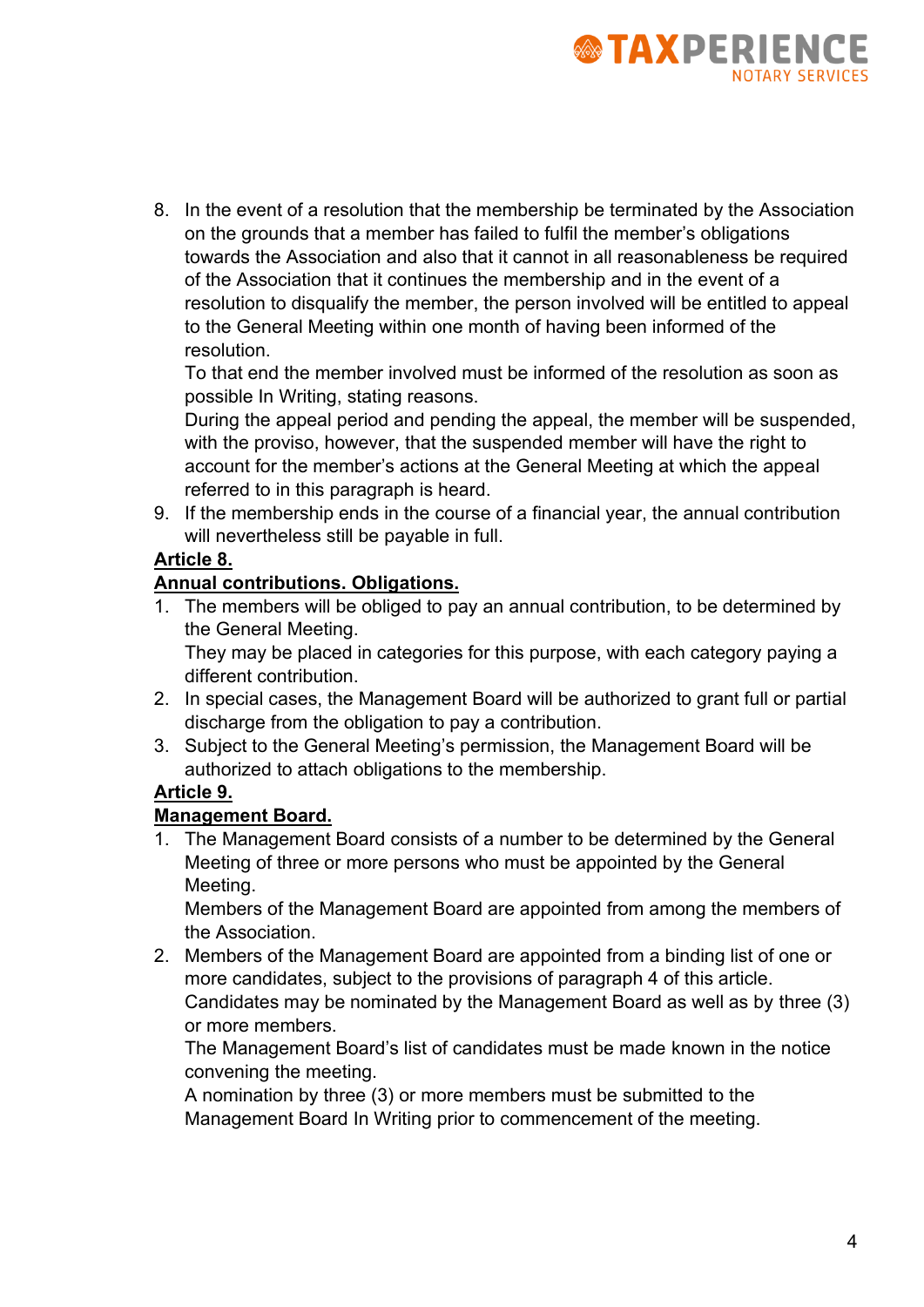8. In the event of a resolution that the membership be terminated by the Association on the grounds that a member has failed to fulfil the member's obligations towards the Association and also that it cannot in all reasonableness be required of the Association that it continues the membership and in the event of a resolution to disqualify the member, the person involved will be entitled to appeal to the General Meeting within one month of having been informed of the resolution.
   To that end the member involved must be informed of the resolution as soon as possible In Writing, stating reasons.
   During the appeal period and pending the appeal, the member will be suspended, with the proviso, however, that the suspended member will have the right to account for the member's actions at the General Meeting at which the appeal referred to in this paragraph is heard.
9. If the membership ends in the course of a financial year, the annual contribution will nevertheless still be payable in full.

**Article 8.**

**Annual contributions. Obligations.**

1. The members will be obliged to pay an annual contribution, to be determined by the General Meeting.
   They may be placed in categories for this purpose, with each category paying a different contribution.
2. In special cases, the Management Board will be authorized to grant full or partial discharge from the obligation to pay a contribution.
3. Subject to the General Meeting's permission, the Management Board will be authorized to attach obligations to the membership.

**Article 9.**

**Management Board.**

1. The Management Board consists of a number to be determined by the General Meeting of three or more persons who must be appointed by the General Meeting.
   Members of the Management Board are appointed from among the members of the Association.
2. Members of the Management Board are appointed from a binding list of one or more candidates, subject to the provisions of paragraph 4 of this article.
   Candidates may be nominated by the Management Board as well as by three (3) or more members.
   The Management Board's list of candidates must be made known in the notice convening the meeting.
   A nomination by three (3) or more members must be submitted to the Management Board In Writing prior to commencement of the meeting.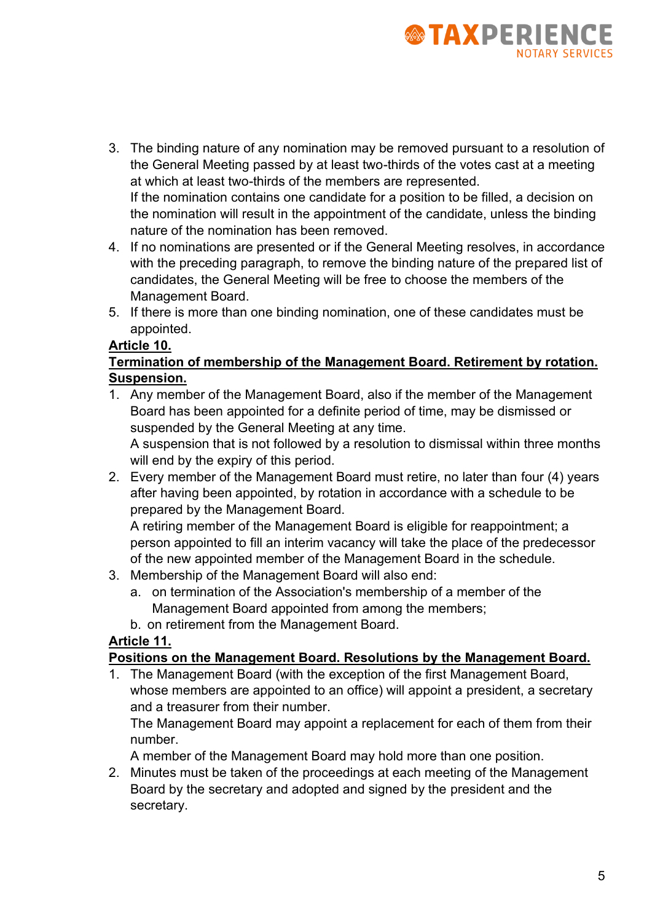3. The binding nature of any nomination may be removed pursuant to a resolution of the General Meeting passed by at least two-thirds of the votes cast at a meeting at which at least two-thirds of the members are represented.
   If the nomination contains one candidate for a position to be filled, a decision on the nomination will result in the appointment of the candidate, unless the binding nature of the nomination has been removed.
4. If no nominations are presented or if the General Meeting resolves, in accordance with the preceding paragraph, to remove the binding nature of the prepared list of candidates, the General Meeting will be free to choose the members of the Management Board.
5. If there is more than one binding nomination, one of these candidates must be appointed.

**Article 10.**

**Termination of membership of the Management Board. Retirement by rotation. Suspension.**

1. Any member of the Management Board, also if the member of the Management Board has been appointed for a definite period of time, may be dismissed or suspended by the General Meeting at any time.
   A suspension that is not followed by a resolution to dismissal within three months will end by the expiry of this period.
2. Every member of the Management Board must retire, no later than four (4) years after having been appointed, by rotation in accordance with a schedule to be prepared by the Management Board.
   A retiring member of the Management Board is eligible for reappointment; a person appointed to fill an interim vacancy will take the place of the predecessor of the new appointed member of the Management Board in the schedule.
3. Membership of the Management Board will also end:
   a. on termination of the Association's membership of a member of the Management Board appointed from among the members;
   b. on retirement from the Management Board.

**Article 11.**

**Positions on the Management Board. Resolutions by the Management Board.**

1. The Management Board (with the exception of the first Management Board, whose members are appointed to an office) will appoint a president, a secretary and a treasurer from their number.
   The Management Board may appoint a replacement for each of them from their number.
   A member of the Management Board may hold more than one position.
2. Minutes must be taken of the proceedings at each meeting of the Management Board by the secretary and adopted and signed by the president and the secretary.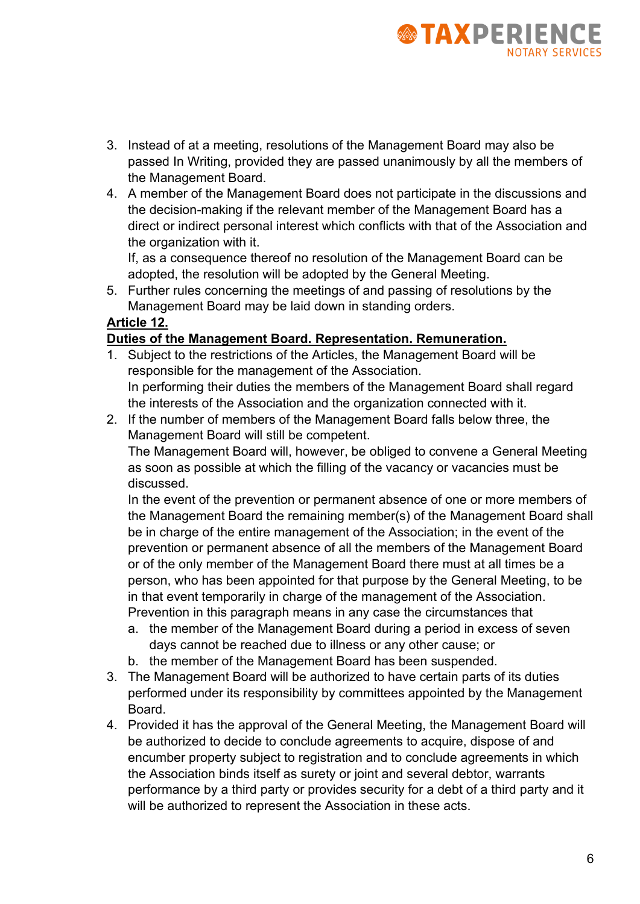3. Instead of at a meeting, resolutions of the Management Board may also be passed In Writing, provided they are passed unanimously by all the members of the Management Board.
4. A member of the Management Board does not participate in the discussions and the decision-making if the relevant member of the Management Board has a direct or indirect personal interest which conflicts with that of the Association and the organization with it.
   If, as a consequence thereof no resolution of the Management Board can be adopted, the resolution will be adopted by the General Meeting.
5. Further rules concerning the meetings of and passing of resolutions by the Management Board may be laid down in standing orders.

**Article 12.**

**Duties of the Management Board. Representation. Remuneration.**

1. Subject to the restrictions of the Articles, the Management Board will be responsible for the management of the Association.
   In performing their duties the members of the Management Board shall regard the interests of the Association and the organization connected with it.
2. If the number of members of the Management Board falls below three, the Management Board will still be competent.
   The Management Board will, however, be obliged to convene a General Meeting as soon as possible at which the filling of the vacancy or vacancies must be discussed.
   In the event of the prevention or permanent absence of one or more members of the Management Board the remaining member(s) of the Management Board shall be in charge of the entire management of the Association; in the event of the prevention or permanent absence of all the members of the Management Board or of the only member of the Management Board there must at all times be a person, who has been appointed for that purpose by the General Meeting, to be in that event temporarily in charge of the management of the Association.
   Prevention in this paragraph means in any case the circumstances that
   a. the member of the Management Board during a period in excess of seven days cannot be reached due to illness or any other cause; or
   b. the member of the Management Board has been suspended.
3. The Management Board will be authorized to have certain parts of its duties performed under its responsibility by committees appointed by the Management Board.
4. Provided it has the approval of the General Meeting, the Management Board will be authorized to decide to conclude agreements to acquire, dispose of and encumber property subject to registration and to conclude agreements in which the Association binds itself as surety or joint and several debtor, warrants performance by a third party or provides security for a debt of a third party and it will be authorized to represent the Association in these acts.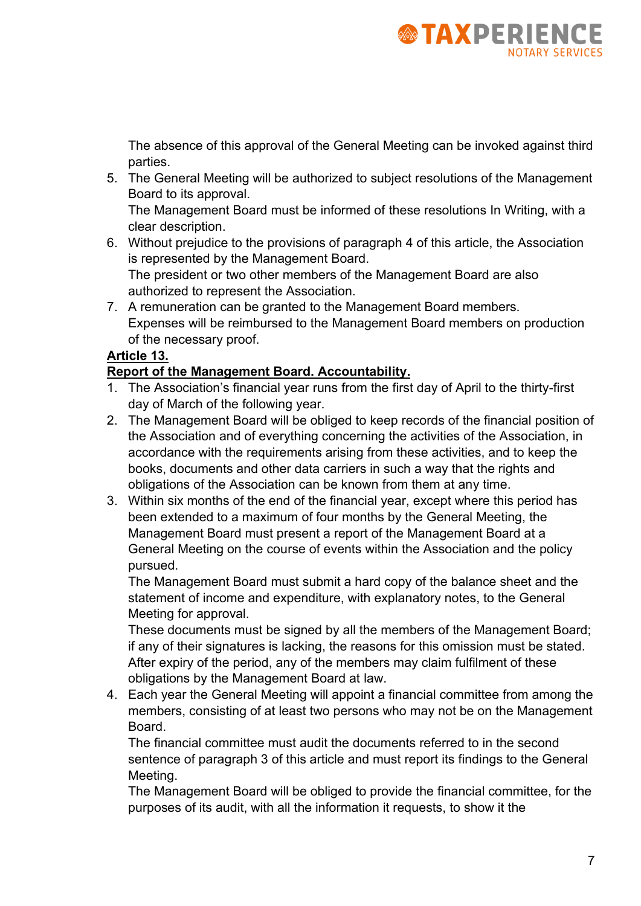The absence of this approval of the General Meeting can be invoked against third parties.

5. The General Meeting will be authorized to subject resolutions of the Management Board to its approval.
   The Management Board must be informed of these resolutions In Writing, with a clear description.
6. Without prejudice to the provisions of paragraph 4 of this article, the Association is represented by the Management Board.
   The president or two other members of the Management Board are also authorized to represent the Association.
7. A remuneration can be granted to the Management Board members.
   Expenses will be reimbursed to the Management Board members on production of the necessary proof.

**Article 13.**

**Report of the Management Board. Accountability.**

1. The Association's financial year runs from the first day of April to the thirty-first day of March of the following year.
2. The Management Board will be obliged to keep records of the financial position of the Association and of everything concerning the activities of the Association, in accordance with the requirements arising from these activities, and to keep the books, documents and other data carriers in such a way that the rights and obligations of the Association can be known from them at any time.
3. Within six months of the end of the financial year, except where this period has been extended to a maximum of four months by the General Meeting, the Management Board must present a report of the Management Board at a General Meeting on the course of events within the Association and the policy pursued.
   The Management Board must submit a hard copy of the balance sheet and the statement of income and expenditure, with explanatory notes, to the General Meeting for approval.
   These documents must be signed by all the members of the Management Board; if any of their signatures is lacking, the reasons for this omission must be stated.
   After expiry of the period, any of the members may claim fulfilment of these obligations by the Management Board at law.
4. Each year the General Meeting will appoint a financial committee from among the members, consisting of at least two persons who may not be on the Management Board.
   The financial committee must audit the documents referred to in the second sentence of paragraph 3 of this article and must report its findings to the General Meeting.
   The Management Board will be obliged to provide the financial committee, for the purposes of its audit, with all the information it requests, to show it the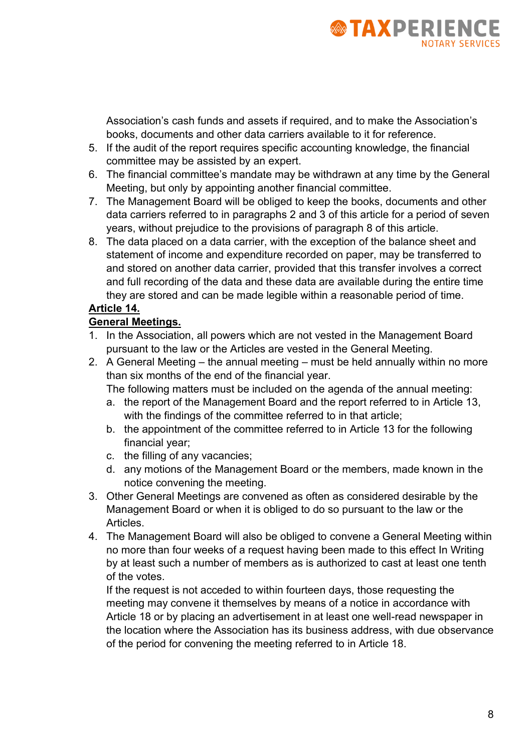Association's cash funds and assets if required, and to make the Association's books, documents and other data carriers available to it for reference.

5. If the audit of the report requires specific accounting knowledge, the financial committee may be assisted by an expert.
6. The financial committee's mandate may be withdrawn at any time by the General Meeting, but only by appointing another financial committee.
7. The Management Board will be obliged to keep the books, documents and other data carriers referred to in paragraphs 2 and 3 of this article for a period of seven years, without prejudice to the provisions of paragraph 8 of this article.
8. The data placed on a data carrier, with the exception of the balance sheet and statement of income and expenditure recorded on paper, may be transferred to and stored on another data carrier, provided that this transfer involves a correct and full recording of the data and these data are available during the entire time they are stored and can be made legible within a reasonable period of time.

**Article 14.**

**General Meetings.**

1. In the Association, all powers which are not vested in the Management Board pursuant to the law or the Articles are vested in the General Meeting.
2. A General Meeting – the annual meeting – must be held annually within no more than six months of the end of the financial year.
   The following matters must be included on the agenda of the annual meeting:
   a. the report of the Management Board and the report referred to in Article 13, with the findings of the committee referred to in that article;
   b. the appointment of the committee referred to in Article 13 for the following financial year;
   c. the filling of any vacancies;
   d. any motions of the Management Board or the members, made known in the notice convening the meeting.
3. Other General Meetings are convened as often as considered desirable by the Management Board or when it is obliged to do so pursuant to the law or the Articles.
4. The Management Board will also be obliged to convene a General Meeting within no more than four weeks of a request having been made to this effect In Writing by at least such a number of members as is authorized to cast at least one tenth of the votes.
   If the request is not acceded to within fourteen days, those requesting the meeting may convene it themselves by means of a notice in accordance with Article 18 or by placing an advertisement in at least one well-read newspaper in the location where the Association has its business address, with due observance of the period for convening the meeting referred to in Article 18.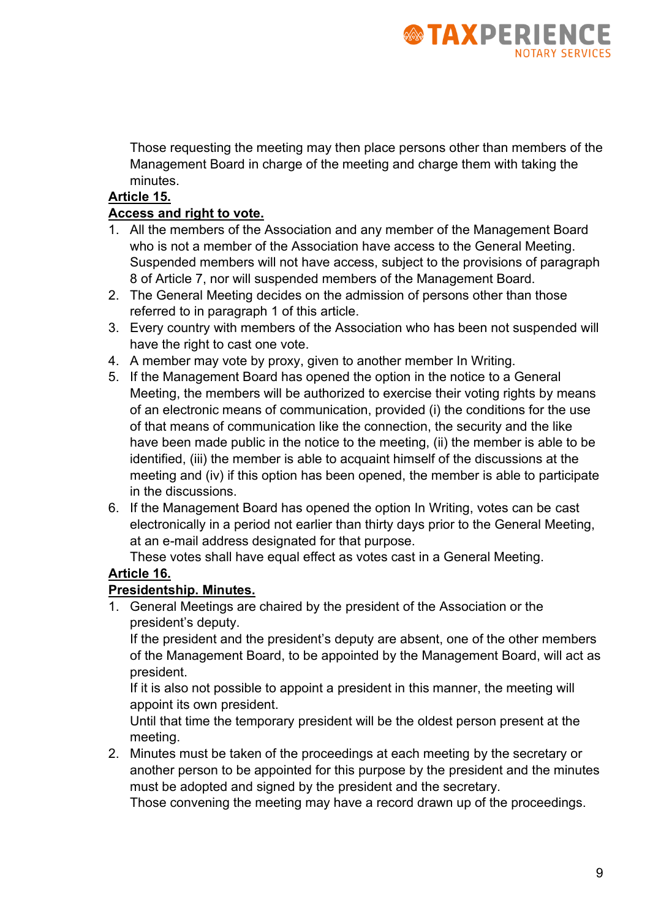Those requesting the meeting may then place persons other than members of the Management Board in charge of the meeting and charge them with taking the minutes.

**Article 15.**

**Access and right to vote.**

1. All the members of the Association and any member of the Management Board who is not a member of the Association have access to the General Meeting. Suspended members will not have access, subject to the provisions of paragraph 8 of Article 7, nor will suspended members of the Management Board.
2. The General Meeting decides on the admission of persons other than those referred to in paragraph 1 of this article.
3. Every country with members of the Association who has been not suspended will have the right to cast one vote.
4. A member may vote by proxy, given to another member In Writing.
5. If the Management Board has opened the option in the notice to a General Meeting, the members will be authorized to exercise their voting rights by means of an electronic means of communication, provided (i) the conditions for the use of that means of communication like the connection, the security and the like have been made public in the notice to the meeting, (ii) the member is able to be identified, (iii) the member is able to acquaint himself of the discussions at the meeting and (iv) if this option has been opened, the member is able to participate in the discussions.
6. If the Management Board has opened the option In Writing, votes can be cast electronically in a period not earlier than thirty days prior to the General Meeting, at an e-mail address designated for that purpose.
   These votes shall have equal effect as votes cast in a General Meeting.

**Article 16.**

**Presidentship. Minutes.**

1. General Meetings are chaired by the president of the Association or the president's deputy.
   If the president and the president's deputy are absent, one of the other members of the Management Board, to be appointed by the Management Board, will act as president.
   If it is also not possible to appoint a president in this manner, the meeting will appoint its own president.
   Until that time the temporary president will be the oldest person present at the meeting.
2. Minutes must be taken of the proceedings at each meeting by the secretary or another person to be appointed for this purpose by the president and the minutes must be adopted and signed by the president and the secretary.
   Those convening the meeting may have a record drawn up of the proceedings.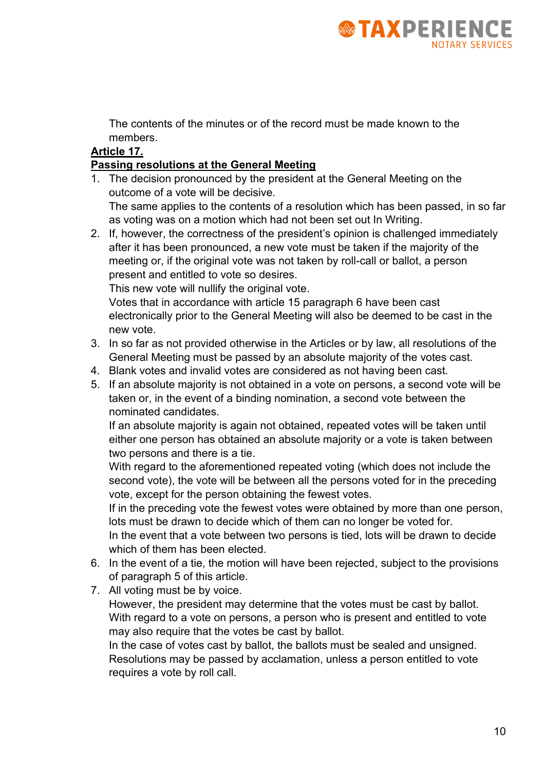The contents of the minutes or of the record must be made known to the members.

**Article 17.**

**Passing resolutions at the General Meeting**

1. The decision pronounced by the president at the General Meeting on the outcome of a vote will be decisive.
   The same applies to the contents of a resolution which has been passed, in so far as voting was on a motion which had not been set out In Writing.
2. If, however, the correctness of the president's opinion is challenged immediately after it has been pronounced, a new vote must be taken if the majority of the meeting or, if the original vote was not taken by roll-call or ballot, a person present and entitled to vote so desires.
   This new vote will nullify the original vote.
   Votes that in accordance with article 15 paragraph 6 have been cast electronically prior to the General Meeting will also be deemed to be cast in the new vote.
3. In so far as not provided otherwise in the Articles or by law, all resolutions of the General Meeting must be passed by an absolute majority of the votes cast.
4. Blank votes and invalid votes are considered as not having been cast.
5. If an absolute majority is not obtained in a vote on persons, a second vote will be taken or, in the event of a binding nomination, a second vote between the nominated candidates.
   If an absolute majority is again not obtained, repeated votes will be taken until either one person has obtained an absolute majority or a vote is taken between two persons and there is a tie.
   With regard to the aforementioned repeated voting (which does not include the second vote), the vote will be between all the persons voted for in the preceding vote, except for the person obtaining the fewest votes.
   If in the preceding vote the fewest votes were obtained by more than one person, lots must be drawn to decide which of them can no longer be voted for.
   In the event that a vote between two persons is tied, lots will be drawn to decide which of them has been elected.
6. In the event of a tie, the motion will have been rejected, subject to the provisions of paragraph 5 of this article.
7. All voting must be by voice.
   However, the president may determine that the votes must be cast by ballot.
   With regard to a vote on persons, a person who is present and entitled to vote may also require that the votes be cast by ballot.
   In the case of votes cast by ballot, the ballots must be sealed and unsigned.
   Resolutions may be passed by acclamation, unless a person entitled to vote requires a vote by roll call.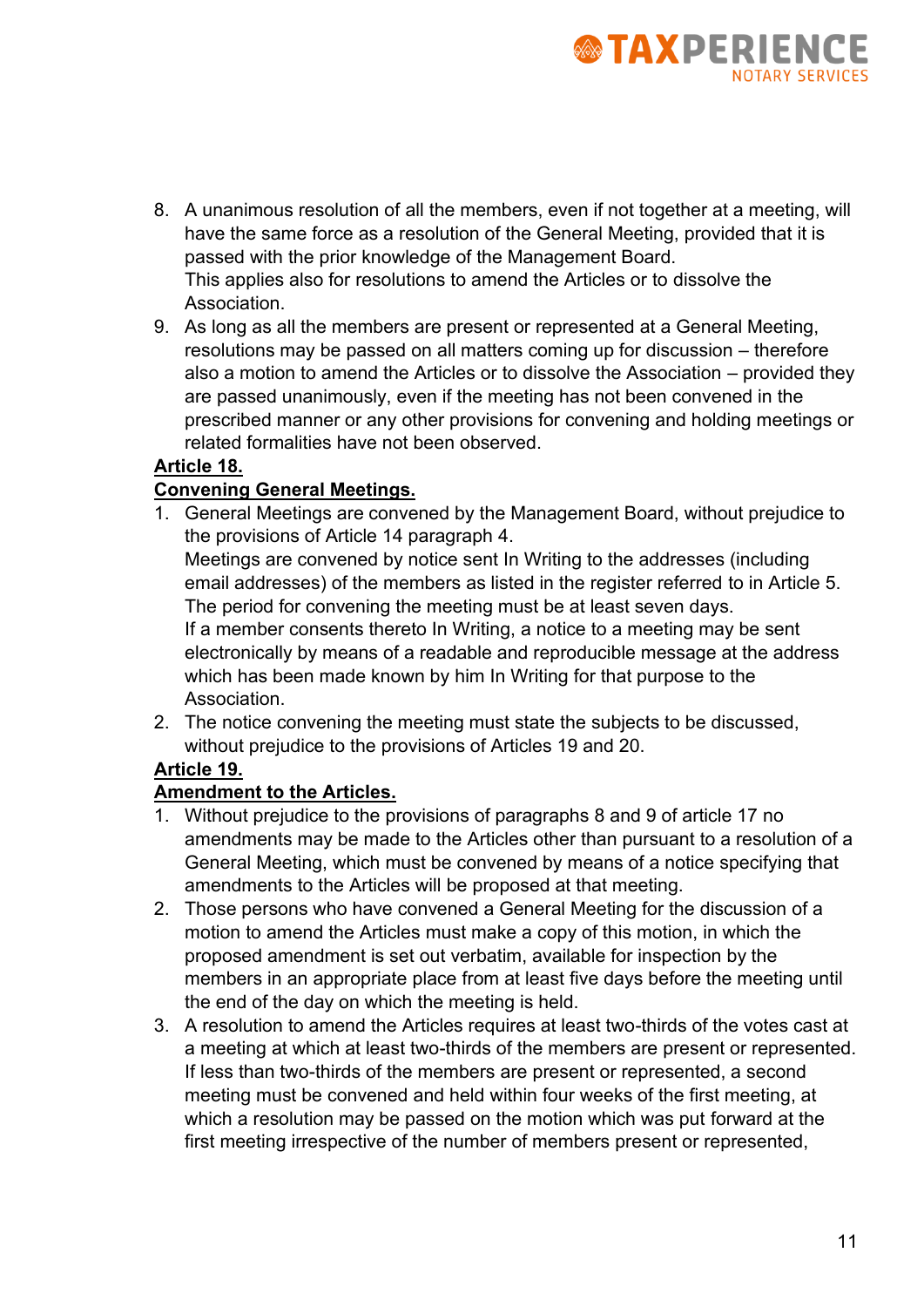8. A unanimous resolution of all the members, even if not together at a meeting, will have the same force as a resolution of the General Meeting, provided that it is passed with the prior knowledge of the Management Board.
   This applies also for resolutions to amend the Articles or to dissolve the Association.
9. As long as all the members are present or represented at a General Meeting, resolutions may be passed on all matters coming up for discussion – therefore also a motion to amend the Articles or to dissolve the Association – provided they are passed unanimously, even if the meeting has not been convened in the prescribed manner or any other provisions for convening and holding meetings or related formalities have not been observed.

**Article 18.**

**Convening General Meetings.**

1. General Meetings are convened by the Management Board, without prejudice to the provisions of Article 14 paragraph 4.
   Meetings are convened by notice sent In Writing to the addresses (including email addresses) of the members as listed in the register referred to in Article 5.
   The period for convening the meeting must be at least seven days.
   If a member consents thereto In Writing, a notice to a meeting may be sent electronically by means of a readable and reproducible message at the address which has been made known by him In Writing for that purpose to the Association.
2. The notice convening the meeting must state the subjects to be discussed, without prejudice to the provisions of Articles 19 and 20.

**Article 19.**

**Amendment to the Articles.**

1. Without prejudice to the provisions of paragraphs 8 and 9 of article 17 no amendments may be made to the Articles other than pursuant to a resolution of a General Meeting, which must be convened by means of a notice specifying that amendments to the Articles will be proposed at that meeting.
2. Those persons who have convened a General Meeting for the discussion of a motion to amend the Articles must make a copy of this motion, in which the proposed amendment is set out verbatim, available for inspection by the members in an appropriate place from at least five days before the meeting until the end of the day on which the meeting is held.
3. A resolution to amend the Articles requires at least two-thirds of the votes cast at a meeting at which at least two-thirds of the members are present or represented. If less than two-thirds of the members are present or represented, a second meeting must be convened and held within four weeks of the first meeting, at which a resolution may be passed on the motion which was put forward at the first meeting irrespective of the number of members present or represented,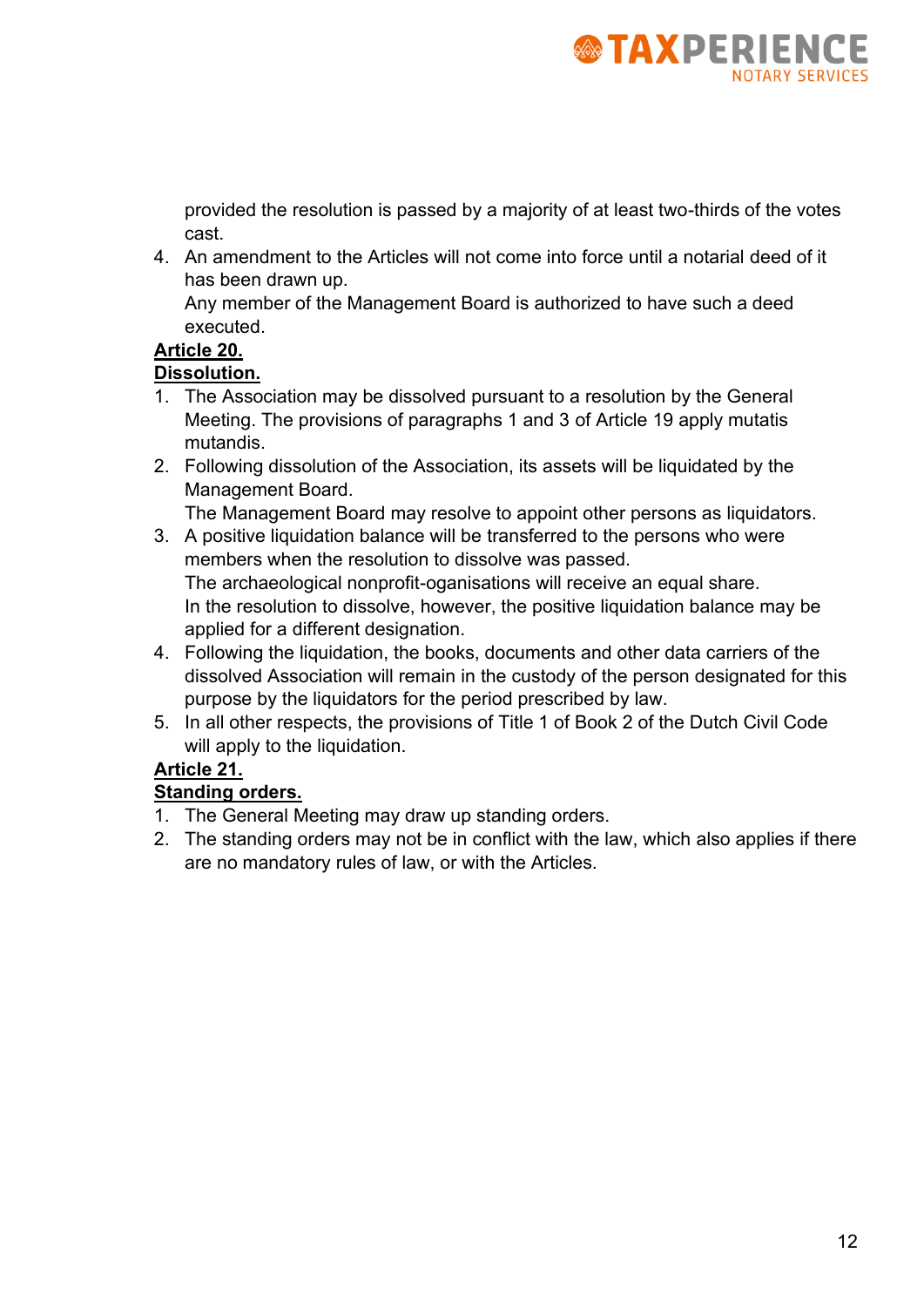provided the resolution is passed by a majority of at least two-thirds of the votes cast.

4. An amendment to the Articles will not come into force until a notarial deed of it has been drawn up.
   Any member of the Management Board is authorized to have such a deed executed.

**Article 20.**

**Dissolution.**

1. The Association may be dissolved pursuant to a resolution by the General Meeting. The provisions of paragraphs 1 and 3 of Article 19 apply mutatis mutandis.
2. Following dissolution of the Association, its assets will be liquidated by the Management Board.
   The Management Board may resolve to appoint other persons as liquidators.
3. A positive liquidation balance will be transferred to the persons who were members when the resolution to dissolve was passed.
   The archaeological nonprofit-oganisations will receive an equal share.
   In the resolution to dissolve, however, the positive liquidation balance may be applied for a different designation.
4. Following the liquidation, the books, documents and other data carriers of the dissolved Association will remain in the custody of the person designated for this purpose by the liquidators for the period prescribed by law.
5. In all other respects, the provisions of Title 1 of Book 2 of the Dutch Civil Code will apply to the liquidation.

**Article 21.**

**Standing orders.**

1. The General Meeting may draw up standing orders.
2. The standing orders may not be in conflict with the law, which also applies if there are no mandatory rules of law, or with the Articles.